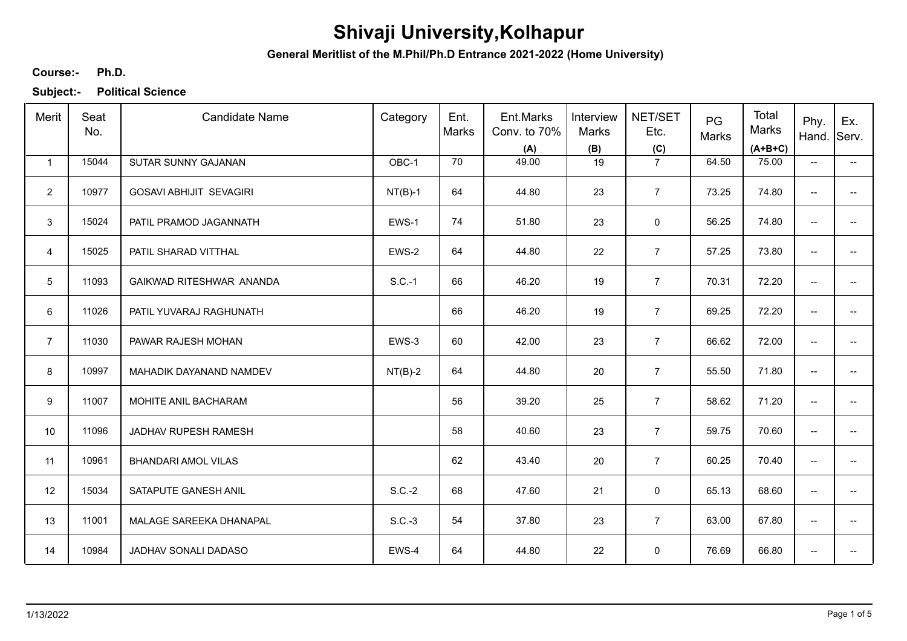# Shivaji University,Kolhapur

**General Meritlist of the M.Phil/Ph.D Entrance 2021-2022 (Home University)**

**Course:-** **Ph.D.**

**Subject:-** **Political Science**

| Merit | Seat No. | Candidate Name | Category | Ent. Marks | Ent.Marks Conv. to 70% (A) | Interview Marks (B) | NET/SET Etc. (C) | PG Marks | Total Marks (A+B+C) | Phy. Hand. | Ex. Serv. |
|---|---|---|---|---|---|---|---|---|---|---|---|
| 1 | 15044 | SUTAR SUNNY GAJANAN | OBC-1 | 70 | 49.00 | 19 | 7 | 64.50 | 75.00 | -- | -- |
| 2 | 10977 | GOSAVI ABHIJIT SEVAGIRI | NT(B)-1 | 64 | 44.80 | 23 | 7 | 73.25 | 74.80 | -- | -- |
| 3 | 15024 | PATIL PRAMOD JAGANNATH | EWS-1 | 74 | 51.80 | 23 | 0 | 56.25 | 74.80 | -- | -- |
| 4 | 15025 | PATIL SHARAD VITTHAL | EWS-2 | 64 | 44.80 | 22 | 7 | 57.25 | 73.80 | -- | -- |
| 5 | 11093 | GAIKWAD RITESHWAR ANANDA | S.C.-1 | 66 | 46.20 | 19 | 7 | 70.31 | 72.20 | -- | -- |
| 6 | 11026 | PATIL YUVARAJ RAGHUNATH | | 66 | 46.20 | 19 | 7 | 69.25 | 72.20 | -- | -- |
| 7 | 11030 | PAWAR RAJESH MOHAN | EWS-3 | 60 | 42.00 | 23 | 7 | 66.62 | 72.00 | -- | -- |
| 8 | 10997 | MAHADIK DAYANAND NAMDEV | NT(B)-2 | 64 | 44.80 | 20 | 7 | 55.50 | 71.80 | -- | -- |
| 9 | 11007 | MOHITE ANIL BACHARAM | | 56 | 39.20 | 25 | 7 | 58.62 | 71.20 | -- | -- |
| 10 | 11096 | JADHAV RUPESH RAMESH | | 58 | 40.60 | 23 | 7 | 59.75 | 70.60 | -- | -- |
| 11 | 10961 | BHANDARI AMOL VILAS | | 62 | 43.40 | 20 | 7 | 60.25 | 70.40 | -- | -- |
| 12 | 15034 | SATAPUTE GANESH ANIL | S.C.-2 | 68 | 47.60 | 21 | 0 | 65.13 | 68.60 | -- | -- |
| 13 | 11001 | MALAGE SAREEKA DHANAPAL | S.C.-3 | 54 | 37.80 | 23 | 7 | 63.00 | 67.80 | -- | -- |
| 14 | 10984 | JADHAV SONALI DADASO | EWS-4 | 64 | 44.80 | 22 | 0 | 76.69 | 66.80 | -- | -- |

1/13/2022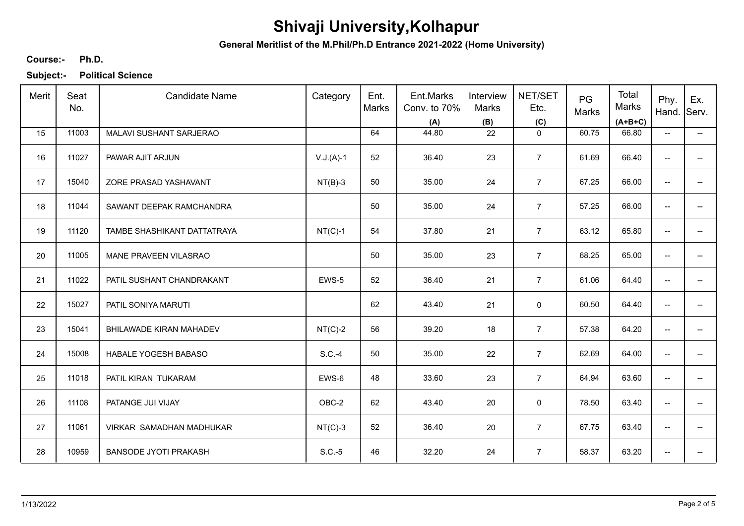# Shivaji University,Kolhapur

**General Meritlist of the M.Phil/Ph.D Entrance 2021-2022 (Home University)**

**Course:-** **Ph.D.**

**Subject:-** **Political Science**

| Merit | Seat No. | Candidate Name | Category | Ent. Marks | Ent.Marks Conv. to 70% (A) | Interview Marks (B) | NET/SET Etc. (C) | PG Marks | Total Marks (A+B+C) | Phy. Hand. | Ex. Serv. |
|---|---|---|---|---|---|---|---|---|---|---|---|
| 15 | 11003 | MALAVI SUSHANT SARJERAO | | 64 | 44.80 | 22 | 0 | 60.75 | 66.80 | -- | -- |
| 16 | 11027 | PAWAR AJIT ARJUN | V.J.(A)-1 | 52 | 36.40 | 23 | 7 | 61.69 | 66.40 | -- | -- |
| 17 | 15040 | ZORE PRASAD YASHAVANT | NT(B)-3 | 50 | 35.00 | 24 | 7 | 67.25 | 66.00 | -- | -- |
| 18 | 11044 | SAWANT DEEPAK RAMCHANDRA | | 50 | 35.00 | 24 | 7 | 57.25 | 66.00 | -- | -- |
| 19 | 11120 | TAMBE SHASHIKANT DATTATRAYA | NT(C)-1 | 54 | 37.80 | 21 | 7 | 63.12 | 65.80 | -- | -- |
| 20 | 11005 | MANE PRAVEEN VILASRAO | | 50 | 35.00 | 23 | 7 | 68.25 | 65.00 | -- | -- |
| 21 | 11022 | PATIL SUSHANT CHANDRAKANT | EWS-5 | 52 | 36.40 | 21 | 7 | 61.06 | 64.40 | -- | -- |
| 22 | 15027 | PATIL SONIYA MARUTI | | 62 | 43.40 | 21 | 0 | 60.50 | 64.40 | -- | -- |
| 23 | 15041 | BHILAWADE KIRAN MAHADEV | NT(C)-2 | 56 | 39.20 | 18 | 7 | 57.38 | 64.20 | -- | -- |
| 24 | 15008 | HABALE YOGESH BABASO | S.C.-4 | 50 | 35.00 | 22 | 7 | 62.69 | 64.00 | -- | -- |
| 25 | 11018 | PATIL KIRAN TUKARAM | EWS-6 | 48 | 33.60 | 23 | 7 | 64.94 | 63.60 | -- | -- |
| 26 | 11108 | PATANGE JUI VIJAY | OBC-2 | 62 | 43.40 | 20 | 0 | 78.50 | 63.40 | -- | -- |
| 27 | 11061 | VIRKAR SAMADHAN MADHUKAR | NT(C)-3 | 52 | 36.40 | 20 | 7 | 67.75 | 63.40 | -- | -- |
| 28 | 10959 | BANSODE JYOTI PRAKASH | S.C.-5 | 46 | 32.20 | 24 | 7 | 58.37 | 63.20 | -- | -- |

1/13/2022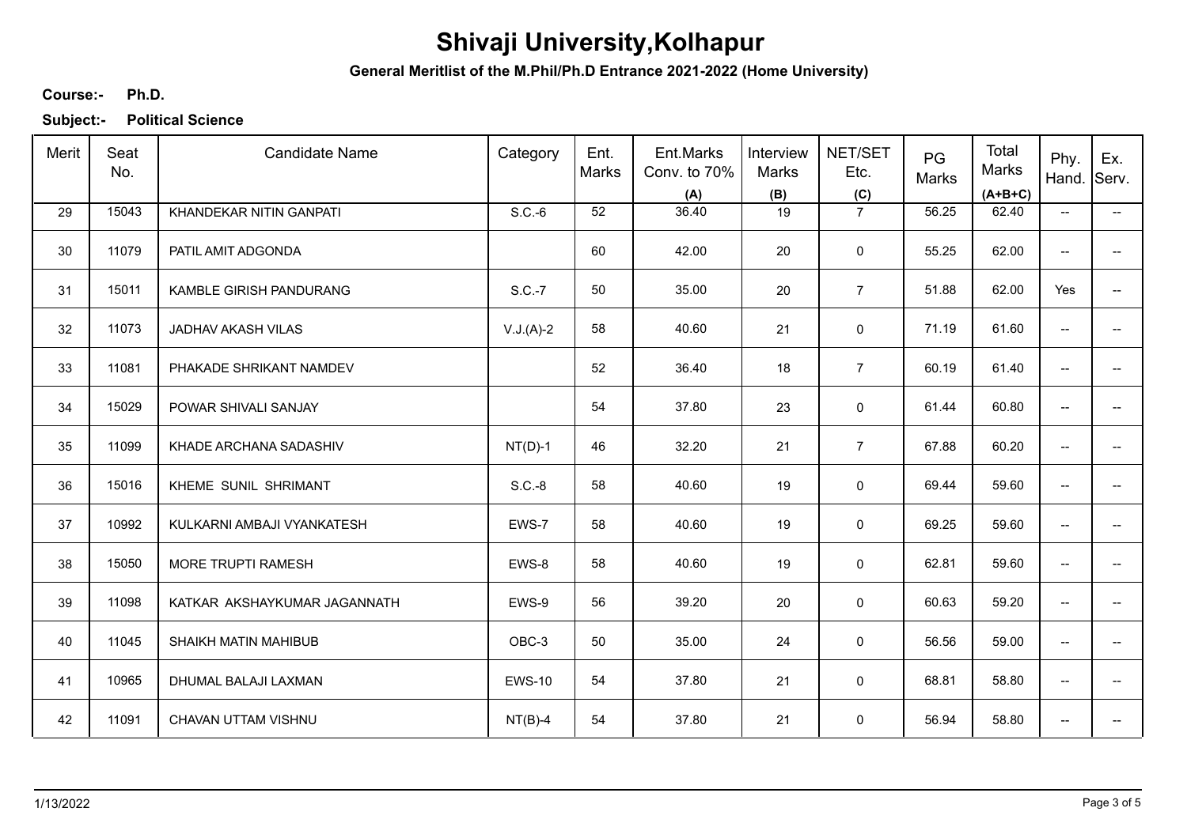# Shivaji University,Kolhapur

**General Meritlist of the M.Phil/Ph.D Entrance 2021-2022 (Home University)**

**Course:-** **Ph.D.**

**Subject:-** **Political Science**

| Merit | Seat No. | Candidate Name | Category | Ent. Marks | Ent.Marks Conv. to 70% (A) | Interview Marks (B) | NET/SET Etc. (C) | PG Marks | Total Marks (A+B+C) | Phy. Hand. | Ex. Serv. |
|---|---|---|---|---|---|---|---|---|---|---|---|
| 29 | 15043 | KHANDEKAR NITIN GANPATI | S.C.-6 | 52 | 36.40 | 19 | 7 | 56.25 | 62.40 | -- | -- |
| 30 | 11079 | PATIL AMIT ADGONDA | | 60 | 42.00 | 20 | 0 | 55.25 | 62.00 | -- | -- |
| 31 | 15011 | KAMBLE GIRISH PANDURANG | S.C.-7 | 50 | 35.00 | 20 | 7 | 51.88 | 62.00 | Yes | -- |
| 32 | 11073 | JADHAV AKASH VILAS | V.J.(A)-2 | 58 | 40.60 | 21 | 0 | 71.19 | 61.60 | -- | -- |
| 33 | 11081 | PHAKADE SHRIKANT NAMDEV | | 52 | 36.40 | 18 | 7 | 60.19 | 61.40 | -- | -- |
| 34 | 15029 | POWAR SHIVALI SANJAY | | 54 | 37.80 | 23 | 0 | 61.44 | 60.80 | -- | -- |
| 35 | 11099 | KHADE ARCHANA SADASHIV | NT(D)-1 | 46 | 32.20 | 21 | 7 | 67.88 | 60.20 | -- | -- |
| 36 | 15016 | KHEME SUNIL SHRIMANT | S.C.-8 | 58 | 40.60 | 19 | 0 | 69.44 | 59.60 | -- | -- |
| 37 | 10992 | KULKARNI AMBAJI VYANKATESH | EWS-7 | 58 | 40.60 | 19 | 0 | 69.25 | 59.60 | -- | -- |
| 38 | 15050 | MORE TRUPTI RAMESH | EWS-8 | 58 | 40.60 | 19 | 0 | 62.81 | 59.60 | -- | -- |
| 39 | 11098 | KATKAR AKSHAYKUMAR JAGANNATH | EWS-9 | 56 | 39.20 | 20 | 0 | 60.63 | 59.20 | -- | -- |
| 40 | 11045 | SHAIKH MATIN MAHIBUB | OBC-3 | 50 | 35.00 | 24 | 0 | 56.56 | 59.00 | -- | -- |
| 41 | 10965 | DHUMAL BALAJI LAXMAN | EWS-10 | 54 | 37.80 | 21 | 0 | 68.81 | 58.80 | -- | -- |
| 42 | 11091 | CHAVAN UTTAM VISHNU | NT(B)-4 | 54 | 37.80 | 21 | 0 | 56.94 | 58.80 | -- | -- |

1/13/2022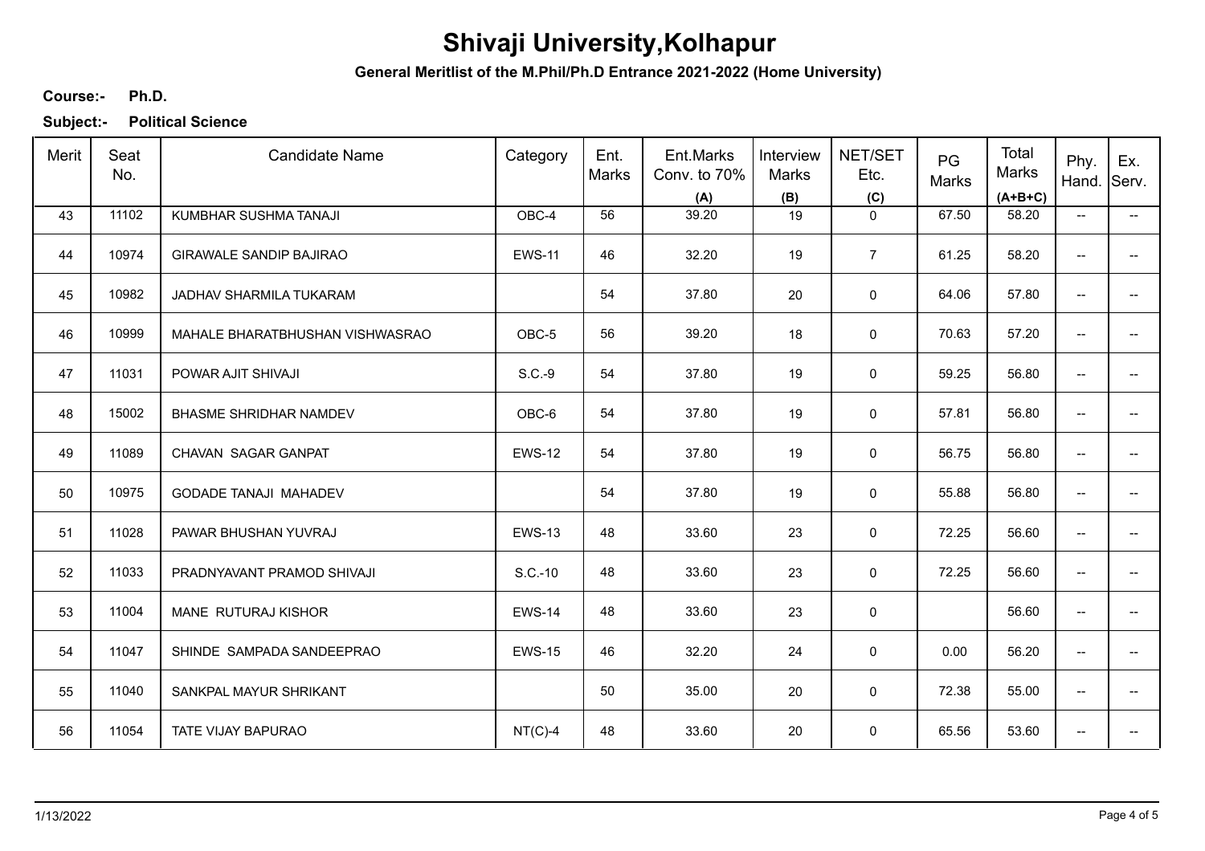# Shivaji University,Kolhapur

**General Meritlist of the M.Phil/Ph.D Entrance 2021-2022 (Home University)**

**Course:-** **Ph.D.**

**Subject:-** **Political Science**

| Merit | Seat No. | Candidate Name | Category | Ent. Marks | Ent.Marks Conv. to 70% (A) | Interview Marks (B) | NET/SET Etc. (C) | PG Marks | Total Marks (A+B+C) | Phy. Hand. | Ex. Serv. |
|---|---|---|---|---|---|---|---|---|---|---|---|
| 43 | 11102 | KUMBHAR SUSHMA TANAJI | OBC-4 | 56 | 39.20 | 19 | 0 | 67.50 | 58.20 | -- | -- |
| 44 | 10974 | GIRAWALE SANDIP BAJIRAO | EWS-11 | 46 | 32.20 | 19 | 7 | 61.25 | 58.20 | -- | -- |
| 45 | 10982 | JADHAV SHARMILA TUKARAM | | 54 | 37.80 | 20 | 0 | 64.06 | 57.80 | -- | -- |
| 46 | 10999 | MAHALE BHARATBHUSHAN VISHWASRAO | OBC-5 | 56 | 39.20 | 18 | 0 | 70.63 | 57.20 | -- | -- |
| 47 | 11031 | POWAR AJIT SHIVAJI | S.C.-9 | 54 | 37.80 | 19 | 0 | 59.25 | 56.80 | -- | -- |
| 48 | 15002 | BHASME SHRIDHAR NAMDEV | OBC-6 | 54 | 37.80 | 19 | 0 | 57.81 | 56.80 | -- | -- |
| 49 | 11089 | CHAVAN SAGAR GANPAT | EWS-12 | 54 | 37.80 | 19 | 0 | 56.75 | 56.80 | -- | -- |
| 50 | 10975 | GODADE TANAJI MAHADEV | | 54 | 37.80 | 19 | 0 | 55.88 | 56.80 | -- | -- |
| 51 | 11028 | PAWAR BHUSHAN YUVRAJ | EWS-13 | 48 | 33.60 | 23 | 0 | 72.25 | 56.60 | -- | -- |
| 52 | 11033 | PRADNYAVANT PRAMOD SHIVAJI | S.C.-10 | 48 | 33.60 | 23 | 0 | 72.25 | 56.60 | -- | -- |
| 53 | 11004 | MANE RUTURAJ KISHOR | EWS-14 | 48 | 33.60 | 23 | 0 | | 56.60 | -- | -- |
| 54 | 11047 | SHINDE SAMPADA SANDEEPRAO | EWS-15 | 46 | 32.20 | 24 | 0 | 0.00 | 56.20 | -- | -- |
| 55 | 11040 | SANKPAL MAYUR SHRIKANT | | 50 | 35.00 | 20 | 0 | 72.38 | 55.00 | -- | -- |
| 56 | 11054 | TATE VIJAY BAPURAO | NT(C)-4 | 48 | 33.60 | 20 | 0 | 65.56 | 53.60 | -- | -- |

1/13/2022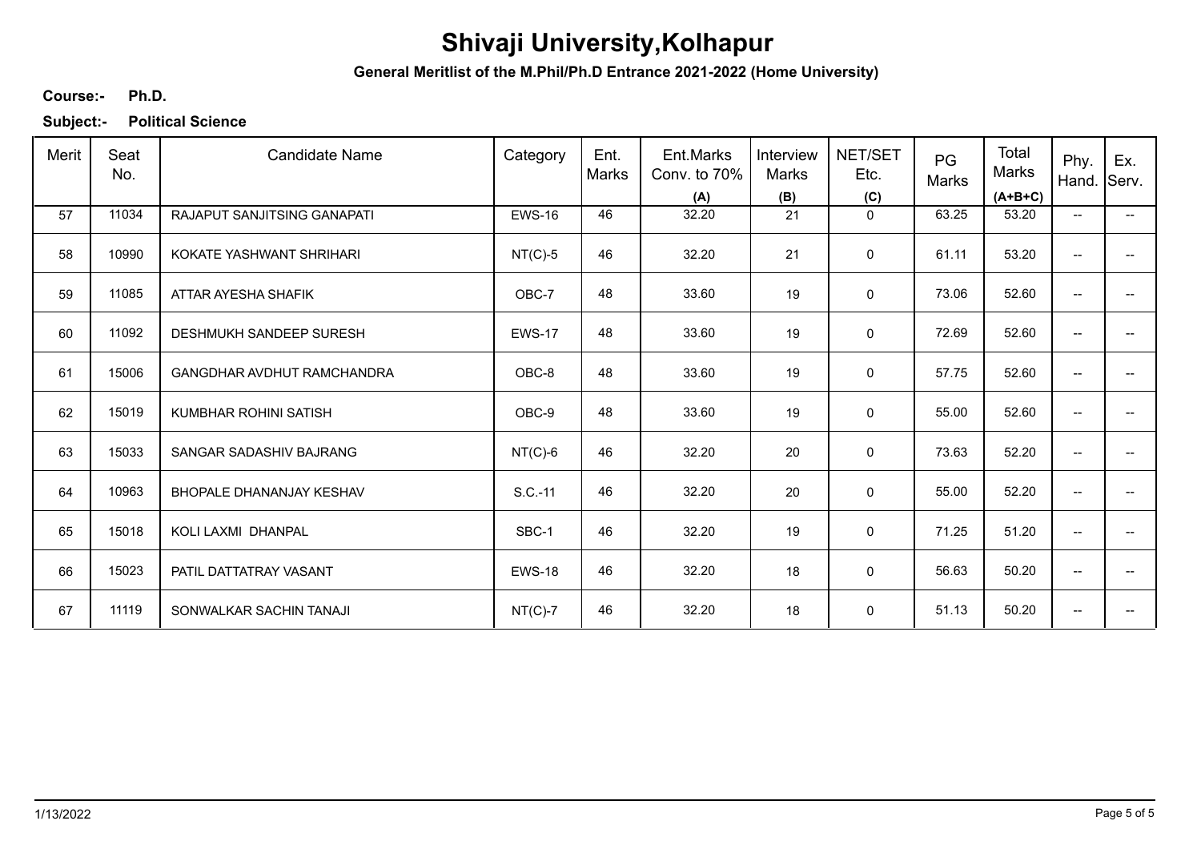# Shivaji University,Kolhapur

**General Meritlist of the M.Phil/Ph.D Entrance 2021-2022 (Home University)**

**Course:-** **Ph.D.**

**Subject:-** **Political Science**

| Merit | Seat No. | Candidate Name | Category | Ent. Marks | Ent.Marks Conv. to 70% (A) | Interview Marks (B) | NET/SET Etc. (C) | PG Marks | Total Marks (A+B+C) | Phy. Hand. | Ex. Serv. |
|---|---|---|---|---|---|---|---|---|---|---|---|
| 57 | 11034 | RAJAPUT SANJITSING GANAPATI | EWS-16 | 46 | 32.20 | 21 | 0 | 63.25 | 53.20 | -- | -- |
| 58 | 10990 | KOKATE YASHWANT SHRIHARI | NT(C)-5 | 46 | 32.20 | 21 | 0 | 61.11 | 53.20 | -- | -- |
| 59 | 11085 | ATTAR AYESHA SHAFIK | OBC-7 | 48 | 33.60 | 19 | 0 | 73.06 | 52.60 | -- | -- |
| 60 | 11092 | DESHMUKH SANDEEP SURESH | EWS-17 | 48 | 33.60 | 19 | 0 | 72.69 | 52.60 | -- | -- |
| 61 | 15006 | GANGDHAR AVDHUT RAMCHANDRA | OBC-8 | 48 | 33.60 | 19 | 0 | 57.75 | 52.60 | -- | -- |
| 62 | 15019 | KUMBHAR ROHINI SATISH | OBC-9 | 48 | 33.60 | 19 | 0 | 55.00 | 52.60 | -- | -- |
| 63 | 15033 | SANGAR SADASHIV BAJRANG | NT(C)-6 | 46 | 32.20 | 20 | 0 | 73.63 | 52.20 | -- | -- |
| 64 | 10963 | BHOPALE DHANANJAY KESHAV | S.C.-11 | 46 | 32.20 | 20 | 0 | 55.00 | 52.20 | -- | -- |
| 65 | 15018 | KOLI LAXMI DHANPAL | SBC-1 | 46 | 32.20 | 19 | 0 | 71.25 | 51.20 | -- | -- |
| 66 | 15023 | PATIL DATTATRAY VASANT | EWS-18 | 46 | 32.20 | 18 | 0 | 56.63 | 50.20 | -- | -- |
| 67 | 11119 | SONWALKAR SACHIN TANAJI | NT(C)-7 | 46 | 32.20 | 18 | 0 | 51.13 | 50.20 | -- | -- |

1/13/2022